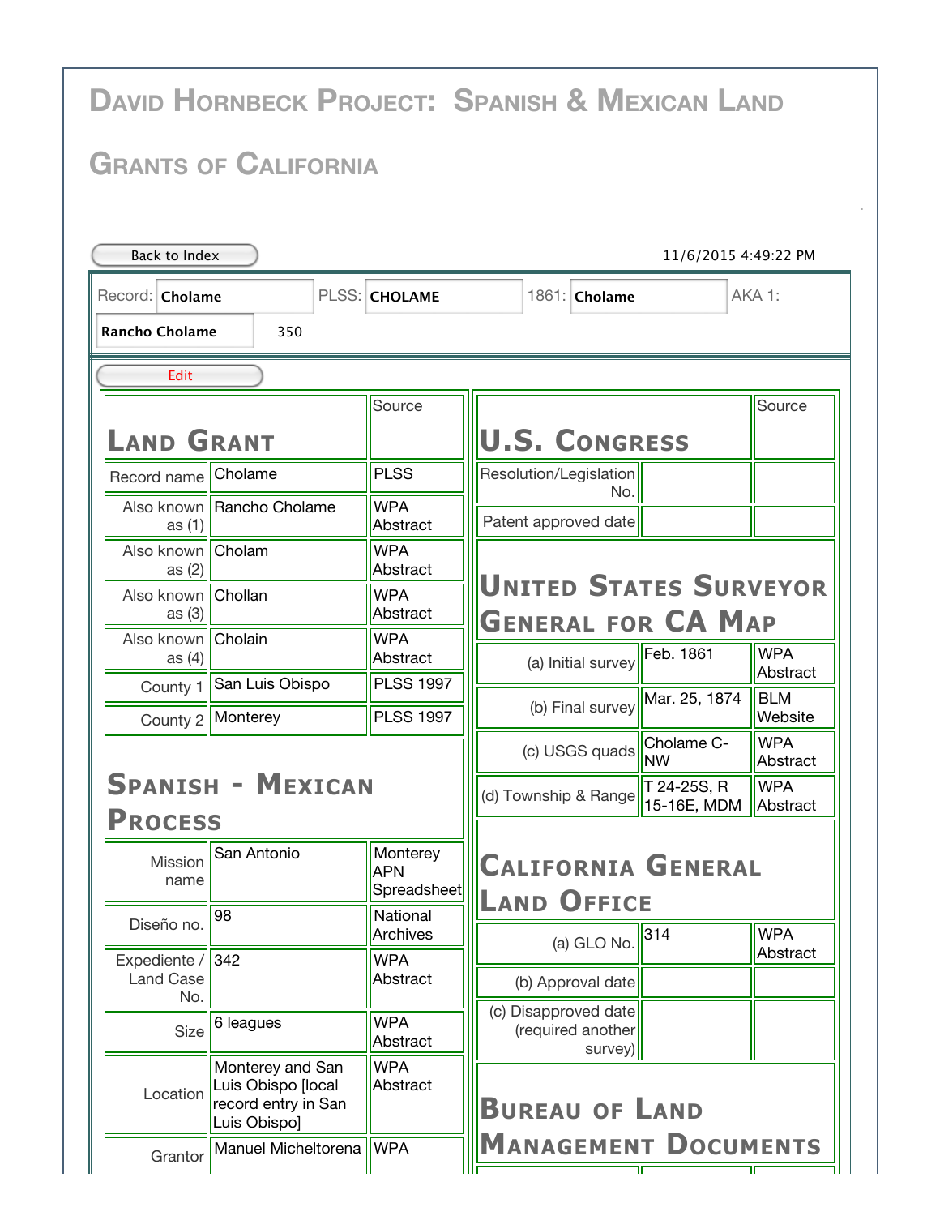# David Hornbeck Project: Spanish & Mexican Land Grants of California

Back to Index 11/6/2015 4:49:22 PM

| Record: | Cholame | PLSS: | CHOLAME | 1861: | Cholame | AKA 1: |
|---|---|---|---|---|---|---|
| Rancho Cholame | 350 | | | | | |

Edit

## Land Grant

| | | Source |
|---|---|---|
| Record name | Cholame | PLSS |
| Also known as (1) | Rancho Cholame | WPA Abstract |
| Also known as (2) | Cholam | WPA Abstract |
| Also known as (3) | Chollan | WPA Abstract |
| Also known as (4) | Cholain | WPA Abstract |
| County 1 | San Luis Obispo | PLSS 1997 |
| County 2 | Monterey | PLSS 1997 |

## Spanish - Mexican Process

| | | |
|---|---|---|
| Mission name | San Antonio | Monterey APN Spreadsheet |
| Diseño no. | 98 | National Archives |
| Expediente / Land Case No. | 342 | WPA Abstract |
| Size | 6 leagues | WPA Abstract |
| Location | Monterey and San Luis Obispo [local record entry in San Luis Obispo] | WPA Abstract |
| Grantor | Manuel Micheltorena | WPA |

## U.S. Congress

| | | Source |
|---|---|---|
| Resolution/Legislation No. | | |
| Patent approved date | | |

## United States Surveyor General for CA Map

| | | |
|---|---|---|
| (a) Initial survey | Feb. 1861 | WPA Abstract |
| (b) Final survey | Mar. 25, 1874 | BLM Website |
| (c) USGS quads | Cholame C-NW | WPA Abstract |
| (d) Township & Range | T 24-25S, R 15-16E, MDM | WPA Abstract |

## California General Land Office

| | | |
|---|---|---|
| (a) GLO No. | 314 | WPA Abstract |
| (b) Approval date | | |
| (c) Disapproved date (required another survey) | | |

## Bureau of Land Management Documents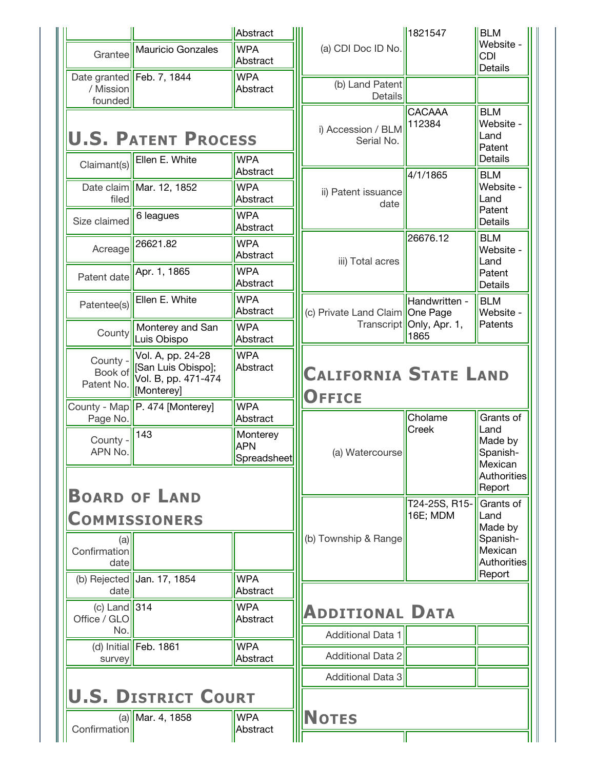| | | Abstract |
|---|---|---|
| Grantee | Mauricio Gonzales | WPA Abstract |
| Date granted / Mission founded | Feb. 7, 1844 | WPA Abstract |

## U.S. Patent Process

| | | |
|---|---|---|
| Claimant(s) | Ellen E. White | WPA Abstract |
| Date claim filed | Mar. 12, 1852 | WPA Abstract |
| Size claimed | 6 leagues | WPA Abstract |
| Acreage | 26621.82 | WPA Abstract |
| Patent date | Apr. 1, 1865 | WPA Abstract |
| Patentee(s) | Ellen E. White | WPA Abstract |
| County | Monterey and San Luis Obispo | WPA Abstract |
| County - Book of Patent No. | Vol. A, pp. 24-28 [San Luis Obispo]; Vol. B, pp. 471-474 [Monterey] | WPA Abstract |
| County - Map Page No. | P. 474 [Monterey] | WPA Abstract |
| County - APN No. | 143 | Monterey APN Spreadsheet |

## Board of Land Commissioners

| | | |
|---|---|---|
| (a) Confirmation date | | |
| (b) Rejected date | Jan. 17, 1854 | WPA Abstract |
| (c) Land Office / GLO No. | 314 | WPA Abstract |
| (d) Initial survey | Feb. 1861 | WPA Abstract |

## U.S. District Court

| | | |
|---|---|---|
| (a) Confirmation | Mar. 4, 1858 | WPA Abstract |

| | | |
|---|---|---|
| (a) CDI Doc ID No. | 1821547 | BLM Website - CDI Details |
| (b) Land Patent Details | | |
| i) Accession / BLM Serial No. | CACAAA 112384 | BLM Website - Land Patent Details |
| ii) Patent issuance date | 4/1/1865 | BLM Website - Land Patent Details |
| iii) Total acres | 26676.12 | BLM Website - Land Patent Details |
| (c) Private Land Claim Transcript | Handwritten - One Page Only, Apr. 1, 1865 | BLM Website - Patents |

## California State Land Office

| | | |
|---|---|---|
| (a) Watercourse | Cholame Creek | Grants of Land Made by Spanish-Mexican Authorities Report |
| (b) Township & Range | T24-25S, R15-16E; MDM | Grants of Land Made by Spanish-Mexican Authorities Report |

## Additional Data

| | | |
|---|---|---|
| Additional Data 1 | | |
| Additional Data 2 | | |
| Additional Data 3 | | |

## Notes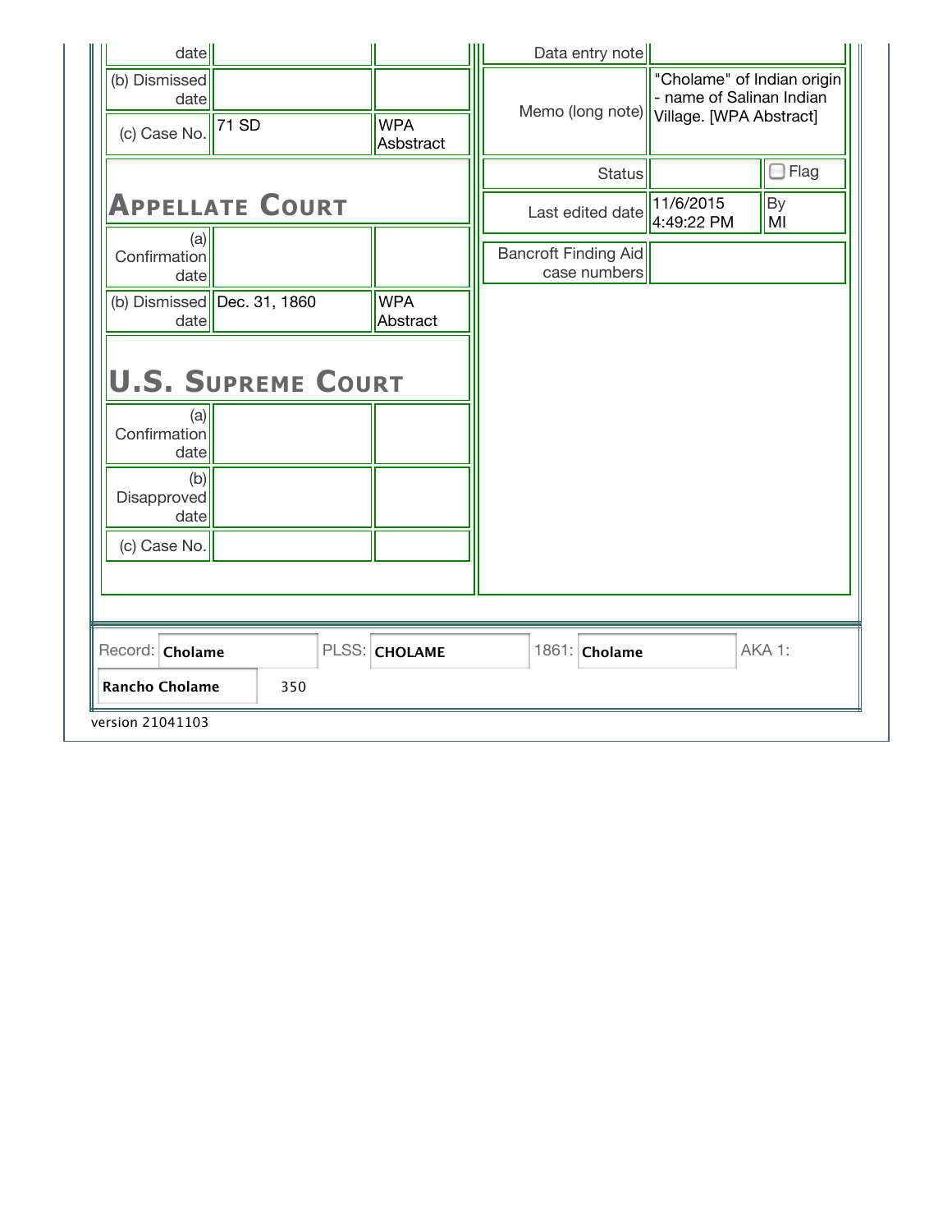| | | |
|---|---|---|
| date | | |
| (b) Dismissed date | | |
| (c) Case No. | 71 SD | WPA Asbstract |

## APPELLATE COURT

| | | |
|---|---|---|
| (a) Confirmation date | | |
| (b) Dismissed date | Dec. 31, 1860 | WPA Abstract |

## U.S. SUPREME COURT

| | | |
|---|---|---|
| (a) Confirmation date | | |
| (b) Disapproved date | | |
| (c) Case No. | | |

| | | |
|---|---|---|
| Data entry note | | |
| Memo (long note) | "Cholame" of Indian origin - name of Salinan Indian Village. [WPA Abstract] | |
| Status | | Flag |
| Last edited date | 11/6/2015 4:49:22 PM | By MI |
| Bancroft Finding Aid case numbers | | |

Record: **Cholame** PLSS: **CHOLAME** 1861: **Cholame** AKA 1:

**Rancho Cholame** 350

version 21041103